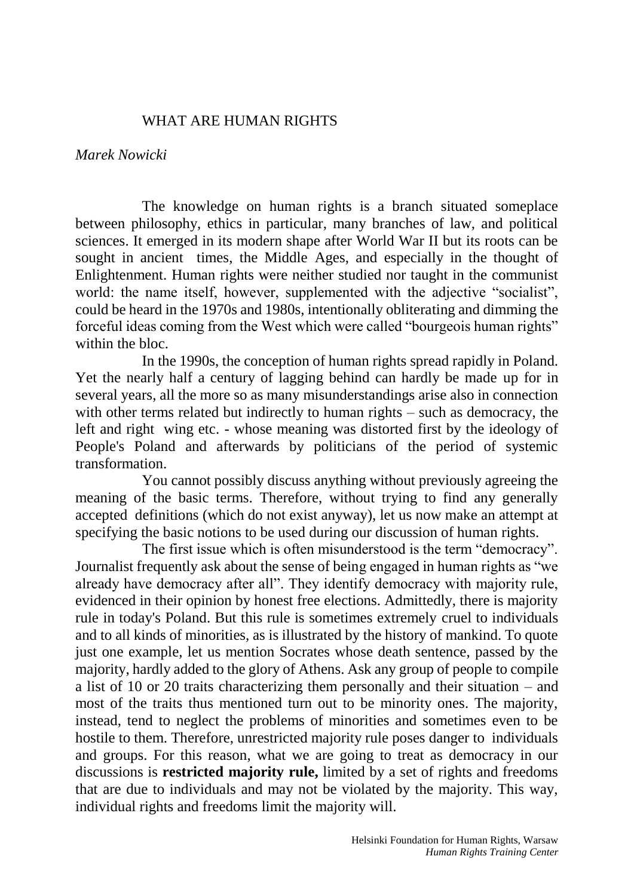# WHAT ARE HUMAN RIGHTS

*Marek Nowicki*

The knowledge on human rights is a branch situated someplace between philosophy, ethics in particular, many branches of law, and political sciences. It emerged in its modern shape after World War II but its roots can be sought in ancient times, the Middle Ages, and especially in the thought of Enlightenment. Human rights were neither studied nor taught in the communist world: the name itself, however, supplemented with the adjective "socialist", could be heard in the 1970s and 1980s, intentionally obliterating and dimming the forceful ideas coming from the West which were called "bourgeois human rights" within the bloc.

In the 1990s, the conception of human rights spread rapidly in Poland. Yet the nearly half a century of lagging behind can hardly be made up for in several years, all the more so as many misunderstandings arise also in connection with other terms related but indirectly to human rights – such as democracy, the left and right wing etc. - whose meaning was distorted first by the ideology of People's Poland and afterwards by politicians of the period of systemic transformation.

You cannot possibly discuss anything without previously agreeing the meaning of the basic terms. Therefore, without trying to find any generally accepted definitions (which do not exist anyway), let us now make an attempt at specifying the basic notions to be used during our discussion of human rights.

The first issue which is often misunderstood is the term "democracy". Journalist frequently ask about the sense of being engaged in human rights as "we already have democracy after all". They identify democracy with majority rule, evidenced in their opinion by honest free elections. Admittedly, there is majority rule in today's Poland. But this rule is sometimes extremely cruel to individuals and to all kinds of minorities, as is illustrated by the history of mankind. To quote just one example, let us mention Socrates whose death sentence, passed by the majority, hardly added to the glory of Athens. Ask any group of people to compile a list of 10 or 20 traits characterizing them personally and their situation – and most of the traits thus mentioned turn out to be minority ones. The majority, instead, tend to neglect the problems of minorities and sometimes even to be hostile to them. Therefore, unrestricted majority rule poses danger to individuals and groups. For this reason, what we are going to treat as democracy in our discussions is **restricted majority rule,** limited by a set of rights and freedoms that are due to individuals and may not be violated by the majority. This way, individual rights and freedoms limit the majority will.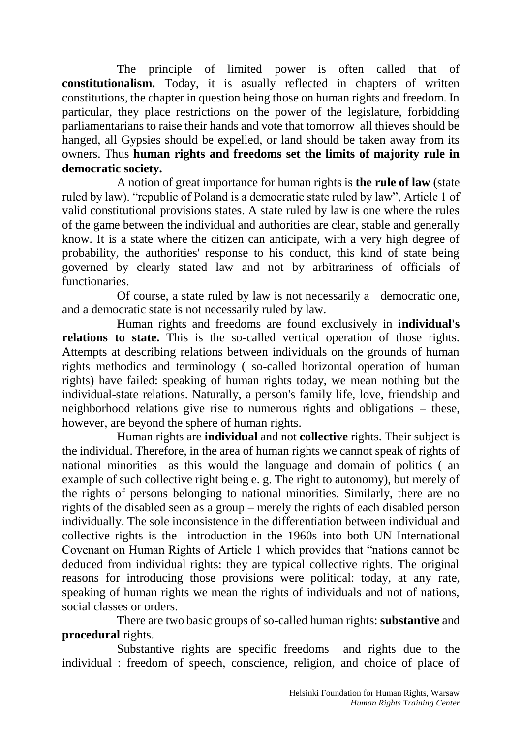The principle of limited power is often called that of **constitutionalism.** Today, it is asually reflected in chapters of written constitutions, the chapter in question being those on human rights and freedom. In particular, they place restrictions on the power of the legislature, forbidding parliamentarians to raise their hands and vote that tomorrow all thieves should be hanged, all Gypsies should be expelled, or land should be taken away from its owners. Thus **human rights and freedoms set the limits of majority rule in democratic society.**

A notion of great importance for human rights is **the rule of law** (state ruled by law). "republic of Poland is a democratic state ruled by law", Article 1 of valid constitutional provisions states. A state ruled by law is one where the rules of the game between the individual and authorities are clear, stable and generally know. It is a state where the citizen can anticipate, with a very high degree of probability, the authorities' response to his conduct, this kind of state being governed by clearly stated law and not by arbitrariness of officials of functionaries.

Of course, a state ruled by law is not necessarily a democratic one, and a democratic state is not necessarily ruled by law.

Human rights and freedoms are found exclusively in i**ndividual's relations to state.** This is the so-called vertical operation of those rights. Attempts at describing relations between individuals on the grounds of human rights methodics and terminology ( so-called horizontal operation of human rights) have failed: speaking of human rights today, we mean nothing but the individual-state relations. Naturally, a person's family life, love, friendship and neighborhood relations give rise to numerous rights and obligations – these, however, are beyond the sphere of human rights.

Human rights are **individual** and not **collective** rights. Their subject is the individual. Therefore, in the area of human rights we cannot speak of rights of national minorities as this would the language and domain of politics ( an example of such collective right being e. g. The right to autonomy), but merely of the rights of persons belonging to national minorities. Similarly, there are no rights of the disabled seen as a group – merely the rights of each disabled person individually. The sole inconsistence in the differentiation between individual and collective rights is the introduction in the 1960s into both UN International Covenant on Human Rights of Article 1 which provides that "nations cannot be deduced from individual rights: they are typical collective rights. The original reasons for introducing those provisions were political: today, at any rate, speaking of human rights we mean the rights of individuals and not of nations, social classes or orders.

There are two basic groups of so-called human rights: **substantive** and **procedural** rights.

Substantive rights are specific freedoms and rights due to the individual : freedom of speech, conscience, religion, and choice of place of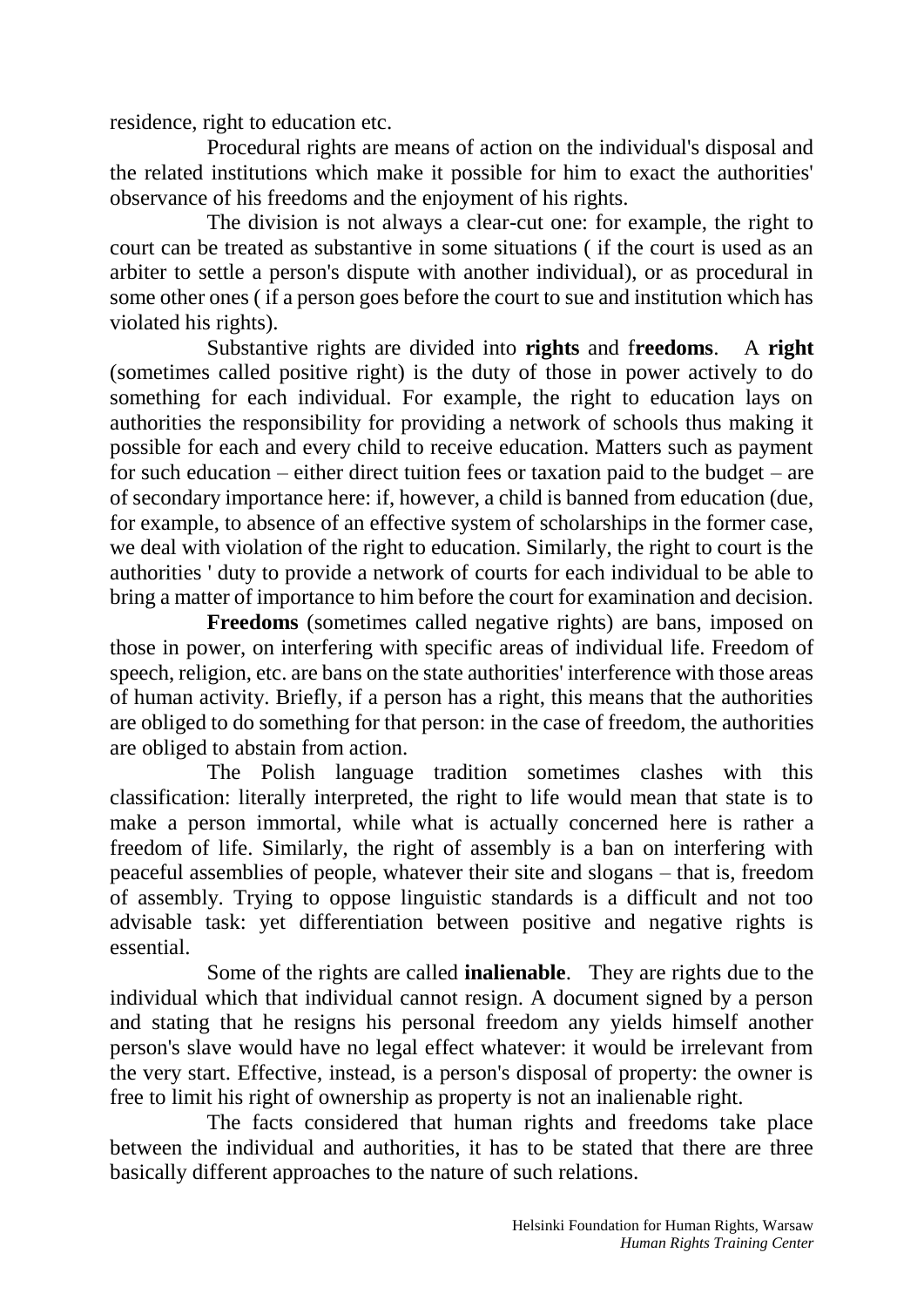residence, right to education etc.

Procedural rights are means of action on the individual's disposal and the related institutions which make it possible for him to exact the authorities' observance of his freedoms and the enjoyment of his rights.

The division is not always a clear-cut one: for example, the right to court can be treated as substantive in some situations ( if the court is used as an arbiter to settle a person's dispute with another individual), or as procedural in some other ones ( if a person goes before the court to sue and institution which has violated his rights).

Substantive rights are divided into **rights** and f**reedoms**. A **right** (sometimes called positive right) is the duty of those in power actively to do something for each individual. For example, the right to education lays on authorities the responsibility for providing a network of schools thus making it possible for each and every child to receive education. Matters such as payment for such education – either direct tuition fees or taxation paid to the budget – are of secondary importance here: if, however, a child is banned from education (due, for example, to absence of an effective system of scholarships in the former case, we deal with violation of the right to education. Similarly, the right to court is the authorities ' duty to provide a network of courts for each individual to be able to bring a matter of importance to him before the court for examination and decision.

**Freedoms** (sometimes called negative rights) are bans, imposed on those in power, on interfering with specific areas of individual life. Freedom of speech, religion, etc. are bans on the state authorities' interference with those areas of human activity. Briefly, if a person has a right, this means that the authorities are obliged to do something for that person: in the case of freedom, the authorities are obliged to abstain from action.

The Polish language tradition sometimes clashes with this classification: literally interpreted, the right to life would mean that state is to make a person immortal, while what is actually concerned here is rather a freedom of life. Similarly, the right of assembly is a ban on interfering with peaceful assemblies of people, whatever their site and slogans – that is, freedom of assembly. Trying to oppose linguistic standards is a difficult and not too advisable task: yet differentiation between positive and negative rights is essential.

Some of the rights are called **inalienable**. They are rights due to the individual which that individual cannot resign. A document signed by a person and stating that he resigns his personal freedom any yields himself another person's slave would have no legal effect whatever: it would be irrelevant from the very start. Effective, instead, is a person's disposal of property: the owner is free to limit his right of ownership as property is not an inalienable right.

The facts considered that human rights and freedoms take place between the individual and authorities, it has to be stated that there are three basically different approaches to the nature of such relations.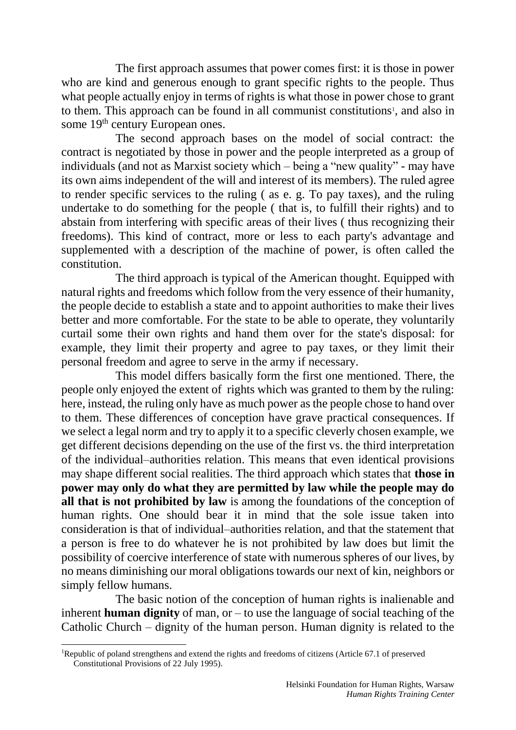The first approach assumes that power comes first: it is those in power who are kind and generous enough to grant specific rights to the people. Thus what people actually enjoy in terms of rights is what those in power chose to grant to them. This approach can be found in all communist constitutions[1], and also in some 19th century European ones.

The second approach bases on the model of social contract: the contract is negotiated by those in power and the people interpreted as a group of individuals (and not as Marxist society which – being a "new quality" - may have its own aims independent of the will and interest of its members). The ruled agree to render specific services to the ruling ( as e. g. To pay taxes), and the ruling undertake to do something for the people ( that is, to fulfill their rights) and to abstain from interfering with specific areas of their lives ( thus recognizing their freedoms). This kind of contract, more or less to each party's advantage and supplemented with a description of the machine of power, is often called the constitution.

The third approach is typical of the American thought. Equipped with natural rights and freedoms which follow from the very essence of their humanity, the people decide to establish a state and to appoint authorities to make their lives better and more comfortable. For the state to be able to operate, they voluntarily curtail some their own rights and hand them over for the state's disposal: for example, they limit their property and agree to pay taxes, or they limit their personal freedom and agree to serve in the army if necessary.

This model differs basically form the first one mentioned. There, the people only enjoyed the extent of rights which was granted to them by the ruling: here, instead, the ruling only have as much power as the people chose to hand over to them. These differences of conception have grave practical consequences. If we select a legal norm and try to apply it to a specific cleverly chosen example, we get different decisions depending on the use of the first vs. the third interpretation of the individual–authorities relation. This means that even identical provisions may shape different social realities. The third approach which states that **those in power may only do what they are permitted by law while the people may do all that is not prohibited by law** is among the foundations of the conception of human rights. One should bear it in mind that the sole issue taken into consideration is that of individual–authorities relation, and that the statement that a person is free to do whatever he is not prohibited by law does but limit the possibility of coercive interference of state with numerous spheres of our lives, by no means diminishing our moral obligations towards our next of kin, neighbors or simply fellow humans.

The basic notion of the conception of human rights is inalienable and inherent **human dignity** of man, or – to use the language of social teaching of the Catholic Church – dignity of the human person. Human dignity is related to the

[1] Republic of poland strengthens and extend the rights and freedoms of citizens (Article 67.1 of preserved Constitutional Provisions of 22 July 1995).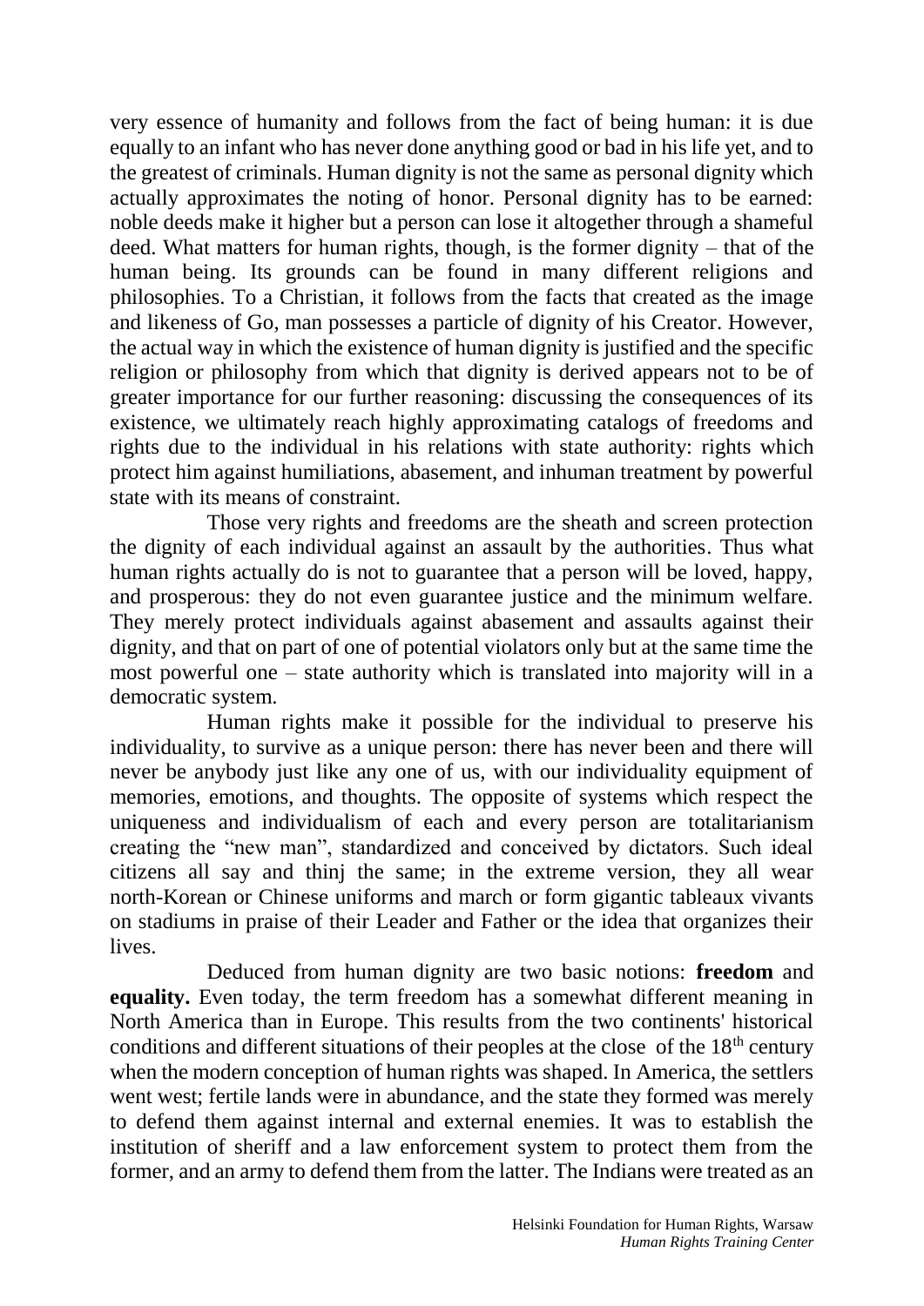very essence of humanity and follows from the fact of being human: it is due equally to an infant who has never done anything good or bad in his life yet, and to the greatest of criminals. Human dignity is not the same as personal dignity which actually approximates the noting of honor. Personal dignity has to be earned: noble deeds make it higher but a person can lose it altogether through a shameful deed. What matters for human rights, though, is the former dignity – that of the human being. Its grounds can be found in many different religions and philosophies. To a Christian, it follows from the facts that created as the image and likeness of Go, man possesses a particle of dignity of his Creator. However, the actual way in which the existence of human dignity is justified and the specific religion or philosophy from which that dignity is derived appears not to be of greater importance for our further reasoning: discussing the consequences of its existence, we ultimately reach highly approximating catalogs of freedoms and rights due to the individual in his relations with state authority: rights which protect him against humiliations, abasement, and inhuman treatment by powerful state with its means of constraint.

Those very rights and freedoms are the sheath and screen protection the dignity of each individual against an assault by the authorities. Thus what human rights actually do is not to guarantee that a person will be loved, happy, and prosperous: they do not even guarantee justice and the minimum welfare. They merely protect individuals against abasement and assaults against their dignity, and that on part of one of potential violators only but at the same time the most powerful one – state authority which is translated into majority will in a democratic system.

Human rights make it possible for the individual to preserve his individuality, to survive as a unique person: there has never been and there will never be anybody just like any one of us, with our individuality equipment of memories, emotions, and thoughts. The opposite of systems which respect the uniqueness and individualism of each and every person are totalitarianism creating the "new man", standardized and conceived by dictators. Such ideal citizens all say and thinj the same; in the extreme version, they all wear north-Korean or Chinese uniforms and march or form gigantic tableaux vivants on stadiums in praise of their Leader and Father or the idea that organizes their lives.

Deduced from human dignity are two basic notions: **freedom** and **equality.** Even today, the term freedom has a somewhat different meaning in North America than in Europe. This results from the two continents' historical conditions and different situations of their peoples at the close of the 18th century when the modern conception of human rights was shaped. In America, the settlers went west; fertile lands were in abundance, and the state they formed was merely to defend them against internal and external enemies. It was to establish the institution of sheriff and a law enforcement system to protect them from the former, and an army to defend them from the latter. The Indians were treated as an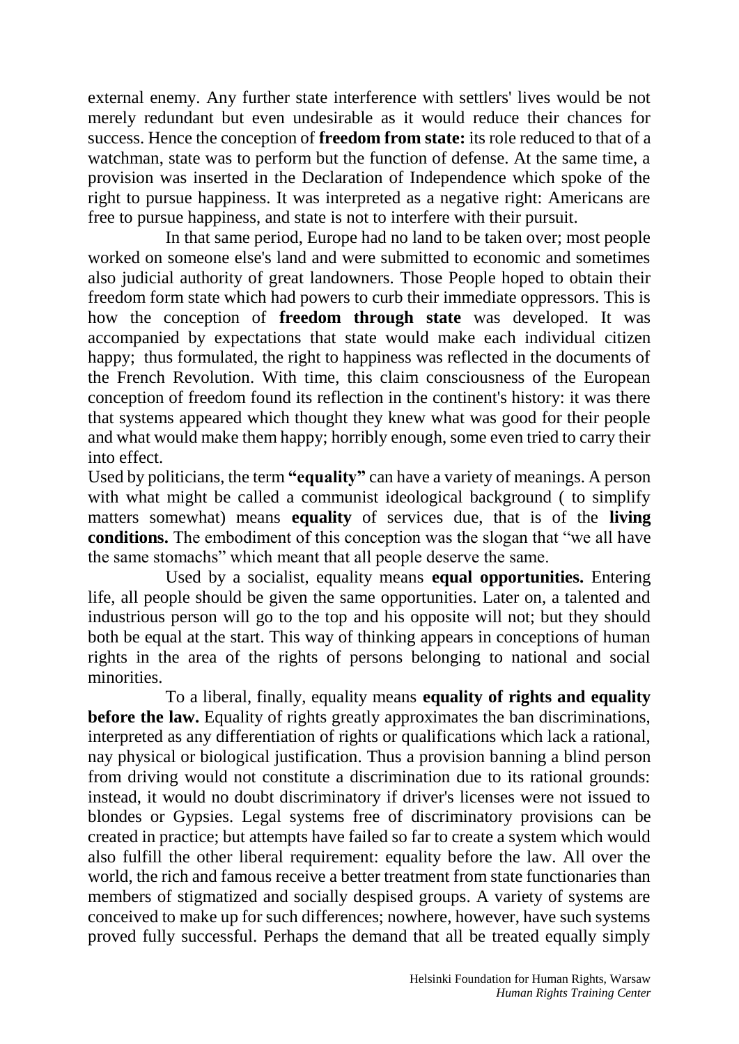external enemy. Any further state interference with settlers' lives would be not merely redundant but even undesirable as it would reduce their chances for success. Hence the conception of **freedom from state:** its role reduced to that of a watchman, state was to perform but the function of defense. At the same time, a provision was inserted in the Declaration of Independence which spoke of the right to pursue happiness. It was interpreted as a negative right: Americans are free to pursue happiness, and state is not to interfere with their pursuit.

In that same period, Europe had no land to be taken over; most people worked on someone else's land and were submitted to economic and sometimes also judicial authority of great landowners. Those People hoped to obtain their freedom form state which had powers to curb their immediate oppressors. This is how the conception of **freedom through state** was developed. It was accompanied by expectations that state would make each individual citizen happy; thus formulated, the right to happiness was reflected in the documents of the French Revolution. With time, this claim consciousness of the European conception of freedom found its reflection in the continent's history: it was there that systems appeared which thought they knew what was good for their people and what would make them happy; horribly enough, some even tried to carry their into effect.

Used by politicians, the term **"equality"** can have a variety of meanings. A person with what might be called a communist ideological background ( to simplify matters somewhat) means **equality** of services due, that is of the **living conditions.** The embodiment of this conception was the slogan that "we all have the same stomachs" which meant that all people deserve the same.

Used by a socialist, equality means **equal opportunities.** Entering life, all people should be given the same opportunities. Later on, a talented and industrious person will go to the top and his opposite will not; but they should both be equal at the start. This way of thinking appears in conceptions of human rights in the area of the rights of persons belonging to national and social minorities.

To a liberal, finally, equality means **equality of rights and equality before the law.** Equality of rights greatly approximates the ban discriminations, interpreted as any differentiation of rights or qualifications which lack a rational, nay physical or biological justification. Thus a provision banning a blind person from driving would not constitute a discrimination due to its rational grounds: instead, it would no doubt discriminatory if driver's licenses were not issued to blondes or Gypsies. Legal systems free of discriminatory provisions can be created in practice; but attempts have failed so far to create a system which would also fulfill the other liberal requirement: equality before the law. All over the world, the rich and famous receive a better treatment from state functionaries than members of stigmatized and socially despised groups. A variety of systems are conceived to make up for such differences; nowhere, however, have such systems proved fully successful. Perhaps the demand that all be treated equally simply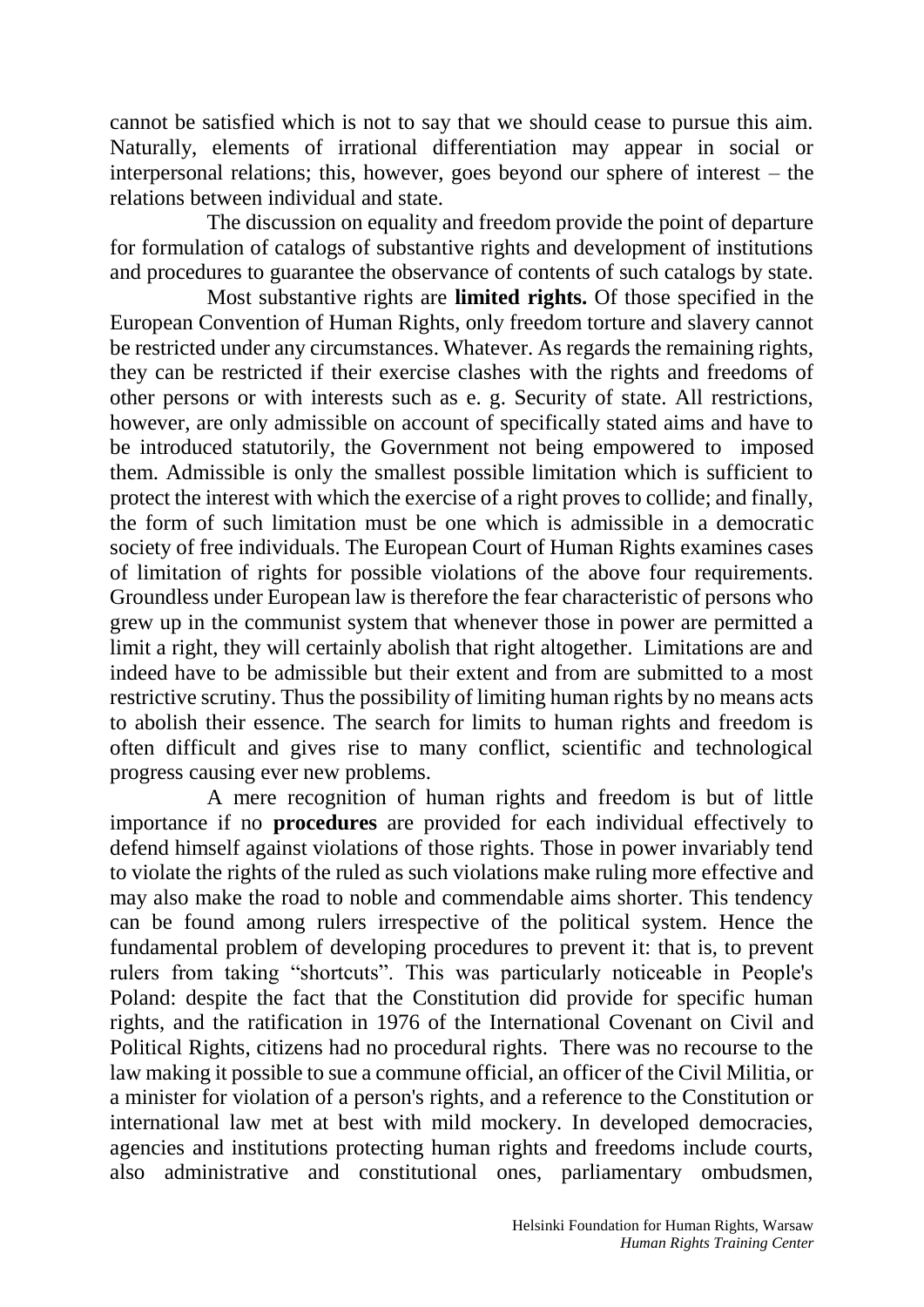cannot be satisfied which is not to say that we should cease to pursue this aim. Naturally, elements of irrational differentiation may appear in social or interpersonal relations; this, however, goes beyond our sphere of interest – the relations between individual and state.

The discussion on equality and freedom provide the point of departure for formulation of catalogs of substantive rights and development of institutions and procedures to guarantee the observance of contents of such catalogs by state.

Most substantive rights are **limited rights.** Of those specified in the European Convention of Human Rights, only freedom torture and slavery cannot be restricted under any circumstances. Whatever. As regards the remaining rights, they can be restricted if their exercise clashes with the rights and freedoms of other persons or with interests such as e. g. Security of state. All restrictions, however, are only admissible on account of specifically stated aims and have to be introduced statutorily, the Government not being empowered to imposed them. Admissible is only the smallest possible limitation which is sufficient to protect the interest with which the exercise of a right proves to collide; and finally, the form of such limitation must be one which is admissible in a democratic society of free individuals. The European Court of Human Rights examines cases of limitation of rights for possible violations of the above four requirements. Groundless under European law is therefore the fear characteristic of persons who grew up in the communist system that whenever those in power are permitted a limit a right, they will certainly abolish that right altogether. Limitations are and indeed have to be admissible but their extent and from are submitted to a most restrictive scrutiny. Thus the possibility of limiting human rights by no means acts to abolish their essence. The search for limits to human rights and freedom is often difficult and gives rise to many conflict, scientific and technological progress causing ever new problems.

A mere recognition of human rights and freedom is but of little importance if no **procedures** are provided for each individual effectively to defend himself against violations of those rights. Those in power invariably tend to violate the rights of the ruled as such violations make ruling more effective and may also make the road to noble and commendable aims shorter. This tendency can be found among rulers irrespective of the political system. Hence the fundamental problem of developing procedures to prevent it: that is, to prevent rulers from taking "shortcuts". This was particularly noticeable in People's Poland: despite the fact that the Constitution did provide for specific human rights, and the ratification in 1976 of the International Covenant on Civil and Political Rights, citizens had no procedural rights. There was no recourse to the law making it possible to sue a commune official, an officer of the Civil Militia, or a minister for violation of a person's rights, and a reference to the Constitution or international law met at best with mild mockery. In developed democracies, agencies and institutions protecting human rights and freedoms include courts, also administrative and constitutional ones, parliamentary ombudsmen,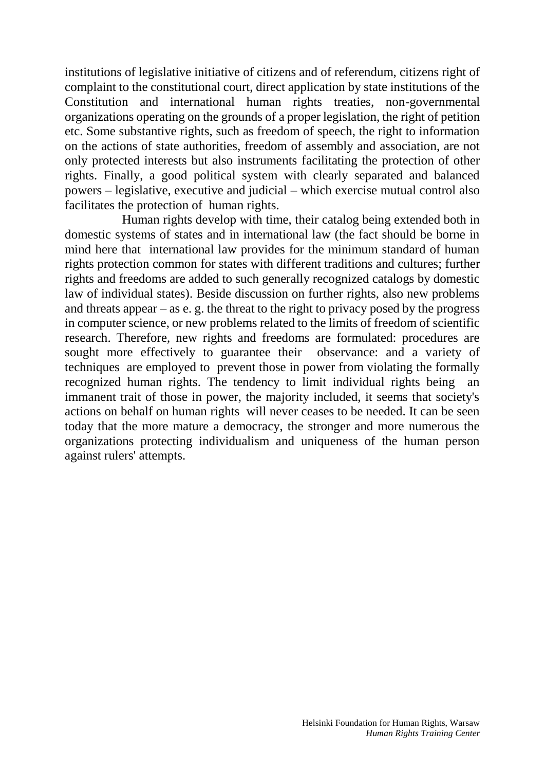institutions of legislative initiative of citizens and of referendum, citizens right of complaint to the constitutional court, direct application by state institutions of the Constitution and international human rights treaties, non-governmental organizations operating on the grounds of a proper legislation, the right of petition etc. Some substantive rights, such as freedom of speech, the right to information on the actions of state authorities, freedom of assembly and association, are not only protected interests but also instruments facilitating the protection of other rights. Finally, a good political system with clearly separated and balanced powers – legislative, executive and judicial – which exercise mutual control also facilitates the protection of human rights.

Human rights develop with time, their catalog being extended both in domestic systems of states and in international law (the fact should be borne in mind here that international law provides for the minimum standard of human rights protection common for states with different traditions and cultures; further rights and freedoms are added to such generally recognized catalogs by domestic law of individual states). Beside discussion on further rights, also new problems and threats appear – as e. g. the threat to the right to privacy posed by the progress in computer science, or new problems related to the limits of freedom of scientific research. Therefore, new rights and freedoms are formulated: procedures are sought more effectively to guarantee their observance: and a variety of techniques are employed to prevent those in power from violating the formally recognized human rights. The tendency to limit individual rights being an immanent trait of those in power, the majority included, it seems that society's actions on behalf on human rights will never ceases to be needed. It can be seen today that the more mature a democracy, the stronger and more numerous the organizations protecting individualism and uniqueness of the human person against rulers' attempts.